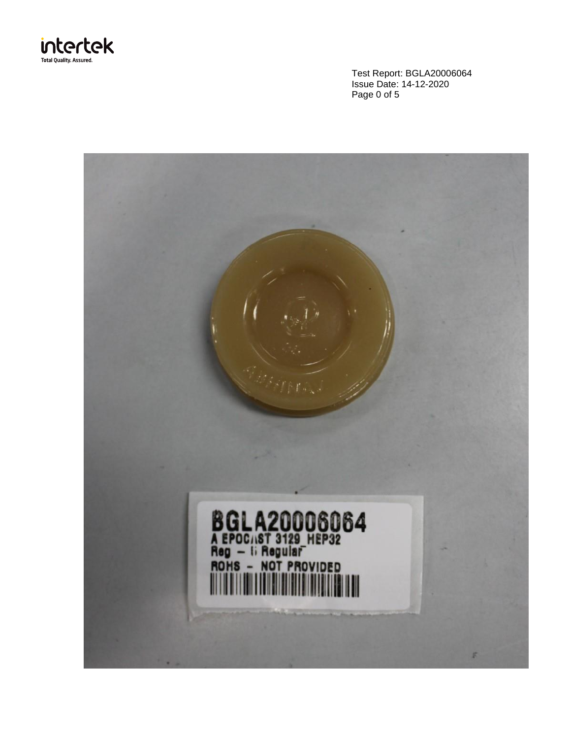BGLA20006064

A EPOCAST 3129_HEP32

Reg – Regular

ROHS – NOT PROVIDED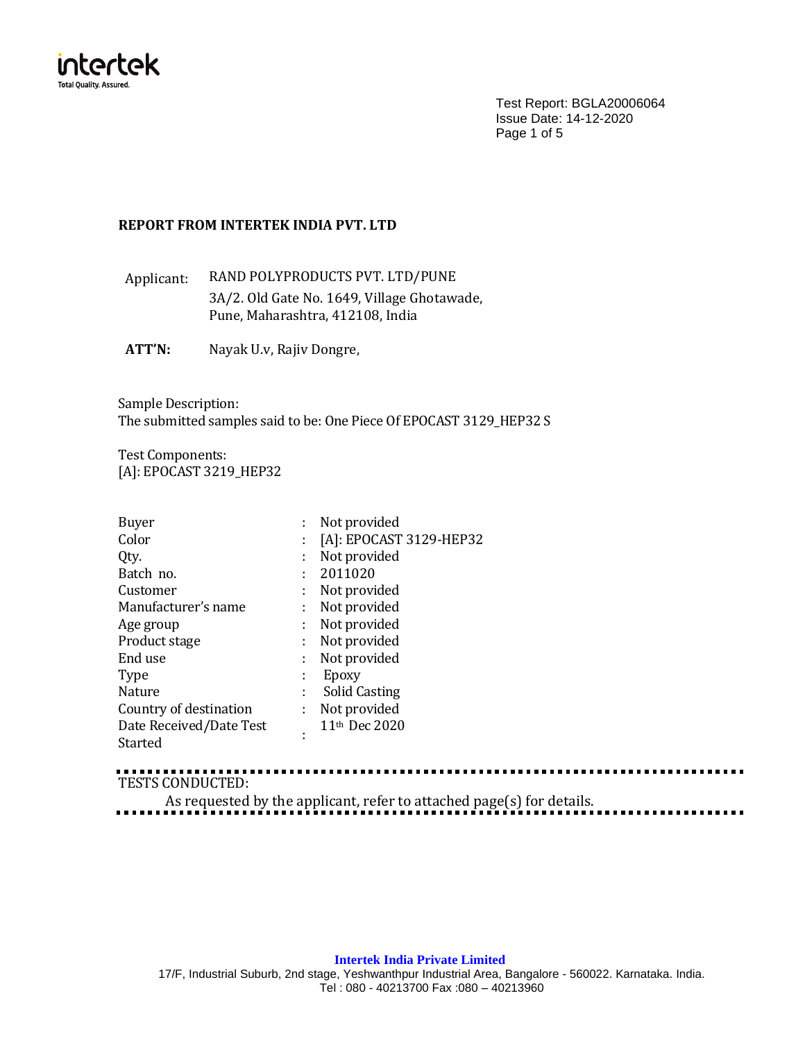Test Report: BGLA20006064
Issue Date: 14-12-2020

**REPORT FROM INTERTEK INDIA PVT. LTD**

Applicant: RAND POLYPRODUCTS PVT. LTD/PUNE
3A/2. Old Gate No. 1649, Village Ghotawade,
Pune, Maharashtra, 412108, India

**ATT'N:** Nayak U.v, Rajiv Dongre,

Sample Description:
The submitted samples said to be: One Piece Of EPOCAST 3129_HEP32 S

Test Components:
[A]: EPOCAST 3219_HEP32

| | | |
|---|---|---|
| Buyer | : | Not provided |
| Color | : | [A]: EPOCAST 3129-HEP32 |
| Qty. | : | Not provided |
| Batch no. | : | 2011020 |
| Customer | : | Not provided |
| Manufacturer's name | : | Not provided |
| Age group | : | Not provided |
| Product stage | : | Not provided |
| End use | : | Not provided |
| Type | : | Epoxy |
| Nature | : | Solid Casting |
| Country of destination | : | Not provided |
| Date Received/Date Test Started | : | 11th Dec 2020 |

TESTS CONDUCTED:
As requested by the applicant, refer to attached page(s) for details.

**Intertek India Private Limited**
17/F, Industrial Suburb, 2nd stage, Yeshwanthpur Industrial Area, Bangalore - 560022. Karnataka. India.
Tel : 080 - 40213700 Fax :080 – 40213960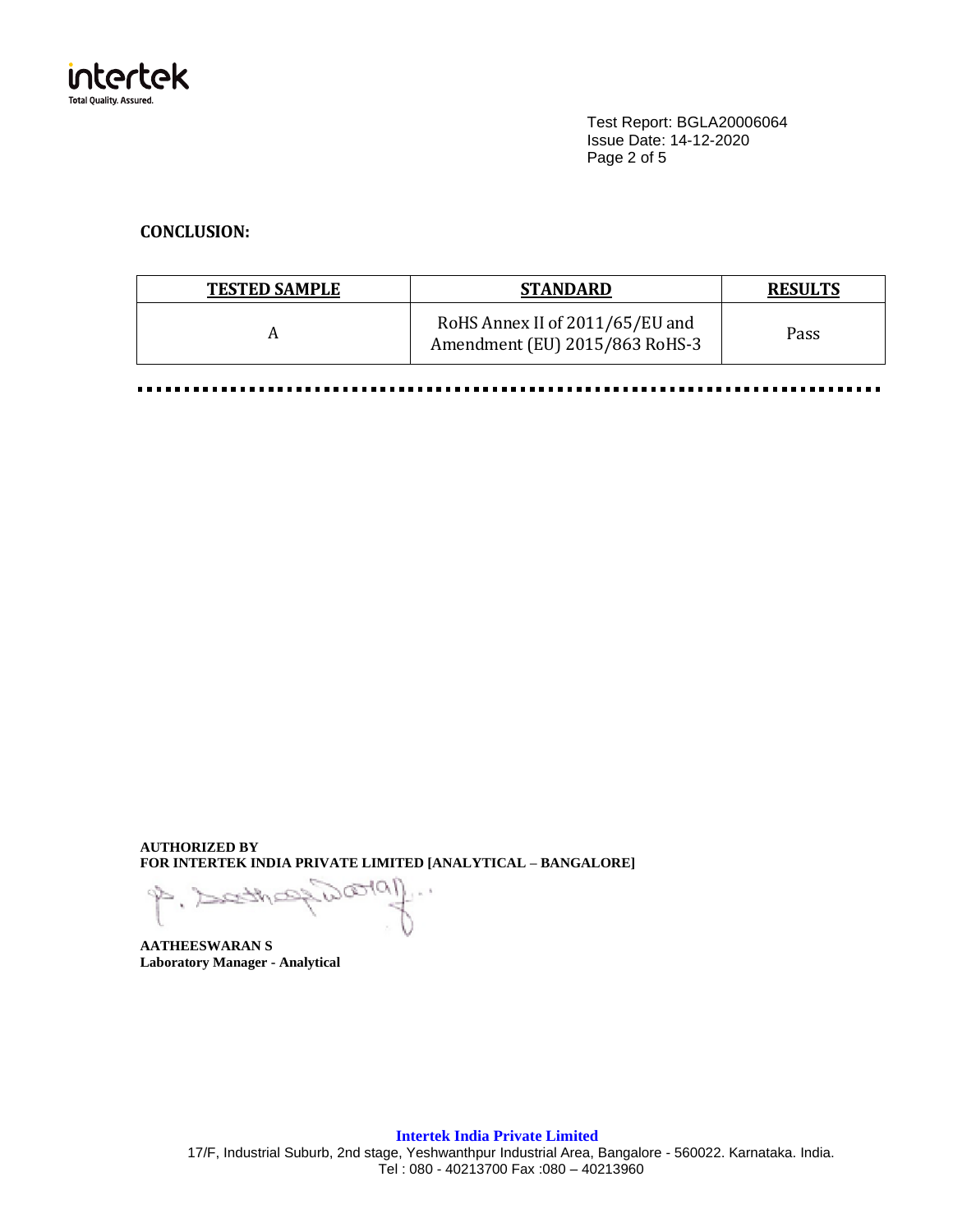Test Report: BGLA20006064
Issue Date: 14-12-2020

## CONCLUSION:

| TESTED SAMPLE | STANDARD | RESULTS |
|---|---|---|
| A | RoHS Annex II of 2011/65/EU and Amendment (EU) 2015/863 RoHS-3 | Pass |

---

**AUTHORIZED BY**
**FOR INTERTEK INDIA PRIVATE LIMITED [ANALYTICAL – BANGALORE]**

**AATHEESWARAN S**
**Laboratory Manager - Analytical**

**Intertek India Private Limited**
17/F, Industrial Suburb, 2nd stage, Yeshwanthpur Industrial Area, Bangalore - 560022. Karnataka. India.
Tel : 080 - 40213700 Fax :080 – 40213960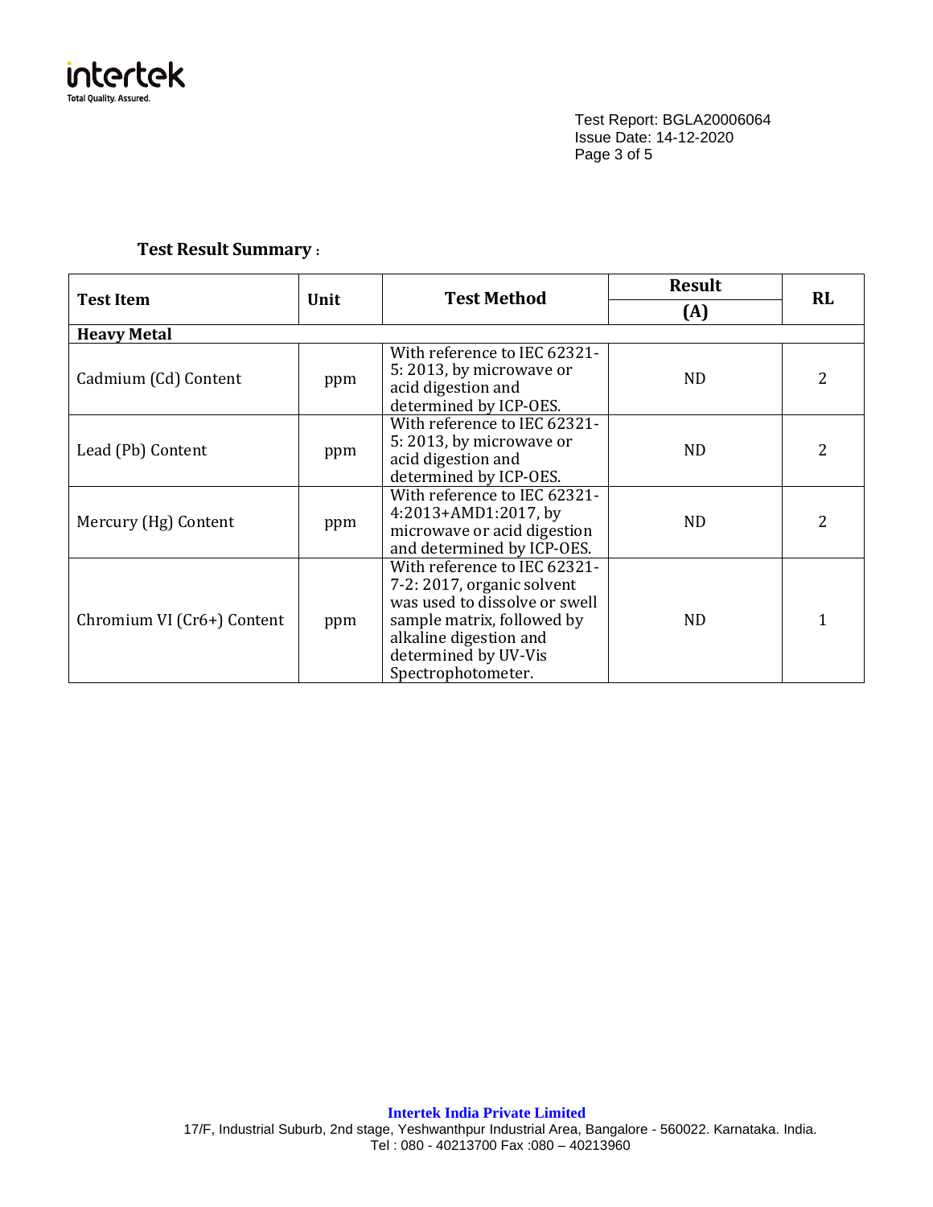Test Report: BGLA20006064
Issue Date: 14-12-2020

**Test Result Summary :**

| Test Item | Unit | Test Method | Result | RL |
|---|---|---|---|---|
| | | | (A) | |
| **Heavy Metal** | | | | |
| Cadmium (Cd) Content | ppm | With reference to IEC 62321-5: 2013, by microwave or acid digestion and determined by ICP-OES. | ND | 2 |
| Lead (Pb) Content | ppm | With reference to IEC 62321-5: 2013, by microwave or acid digestion and determined by ICP-OES. | ND | 2 |
| Mercury (Hg) Content | ppm | With reference to IEC 62321-4:2013+AMD1:2017, by microwave or acid digestion and determined by ICP-OES. | ND | 2 |
| Chromium VI (Cr6+) Content | ppm | With reference to IEC 62321-7-2: 2017, organic solvent was used to dissolve or swell sample matrix, followed by alkaline digestion and determined by UV-Vis Spectrophotometer. | ND | 1 |

**Intertek India Private Limited**
17/F, Industrial Suburb, 2nd stage, Yeshwanthpur Industrial Area, Bangalore - 560022. Karnataka. India.
Tel : 080 - 40213700 Fax :080 – 40213960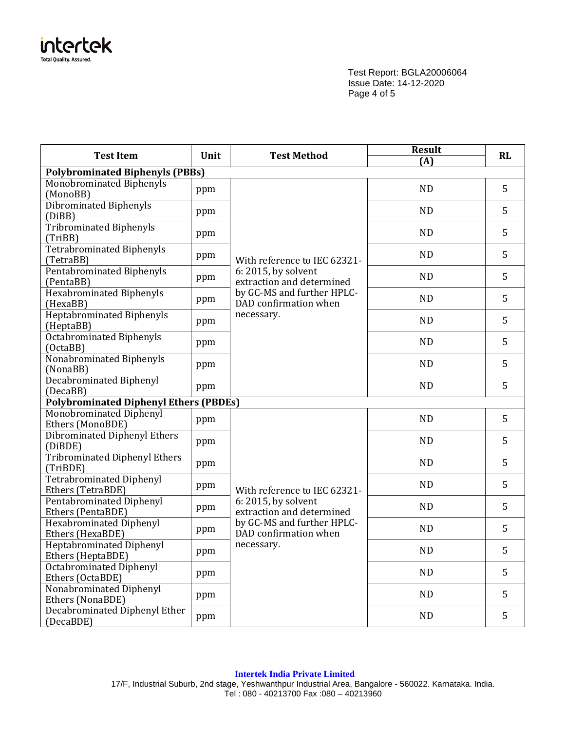| Test Item | Unit | Test Method | Result (A) | RL |
|---|---|---|---|---|
| **Polybrominated Biphenyls (PBBs)** | | | | |
| Monobrominated Biphenyls (MonoBB) | ppm | With reference to IEC 62321-6: 2015, by solvent extraction and determined by GC-MS and further HPLC-DAD confirmation when necessary. | ND | 5 |
| Dibrominated Biphenyls (DiBB) | ppm | | ND | 5 |
| Tribrominated Biphenyls (TriBB) | ppm | | ND | 5 |
| Tetrabrominated Biphenyls (TetraBB) | ppm | | ND | 5 |
| Pentabrominated Biphenyls (PentaBB) | ppm | | ND | 5 |
| Hexabrominated Biphenyls (HexaBB) | ppm | | ND | 5 |
| Heptabrominated Biphenyls (HeptaBB) | ppm | | ND | 5 |
| Octabrominated Biphenyls (OctaBB) | ppm | | ND | 5 |
| Nonabrominated Biphenyls (NonaBB) | ppm | | ND | 5 |
| Decabrominated Biphenyl (DecaBB) | ppm | | ND | 5 |
| **Polybrominated Diphenyl Ethers (PBDEs)** | | | | |
| Monobrominated Diphenyl Ethers (MonoBDE) | ppm | With reference to IEC 62321-6: 2015, by solvent extraction and determined by GC-MS and further HPLC-DAD confirmation when necessary. | ND | 5 |
| Dibrominated Diphenyl Ethers (DiBDE) | ppm | | ND | 5 |
| Tribrominated Diphenyl Ethers (TriBDE) | ppm | | ND | 5 |
| Tetrabrominated Diphenyl Ethers (TetraBDE) | ppm | | ND | 5 |
| Pentabrominated Diphenyl Ethers (PentaBDE) | ppm | | ND | 5 |
| Hexabrominated Diphenyl Ethers (HexaBDE) | ppm | | ND | 5 |
| Heptabrominated Diphenyl Ethers (HeptaBDE) | ppm | | ND | 5 |
| Octabrominated Diphenyl Ethers (OctaBDE) | ppm | | ND | 5 |
| Nonabrominated Diphenyl Ethers (NonaBDE) | ppm | | ND | 5 |
| Decabrominated Diphenyl Ether (DecaBDE) | ppm | | ND | 5 |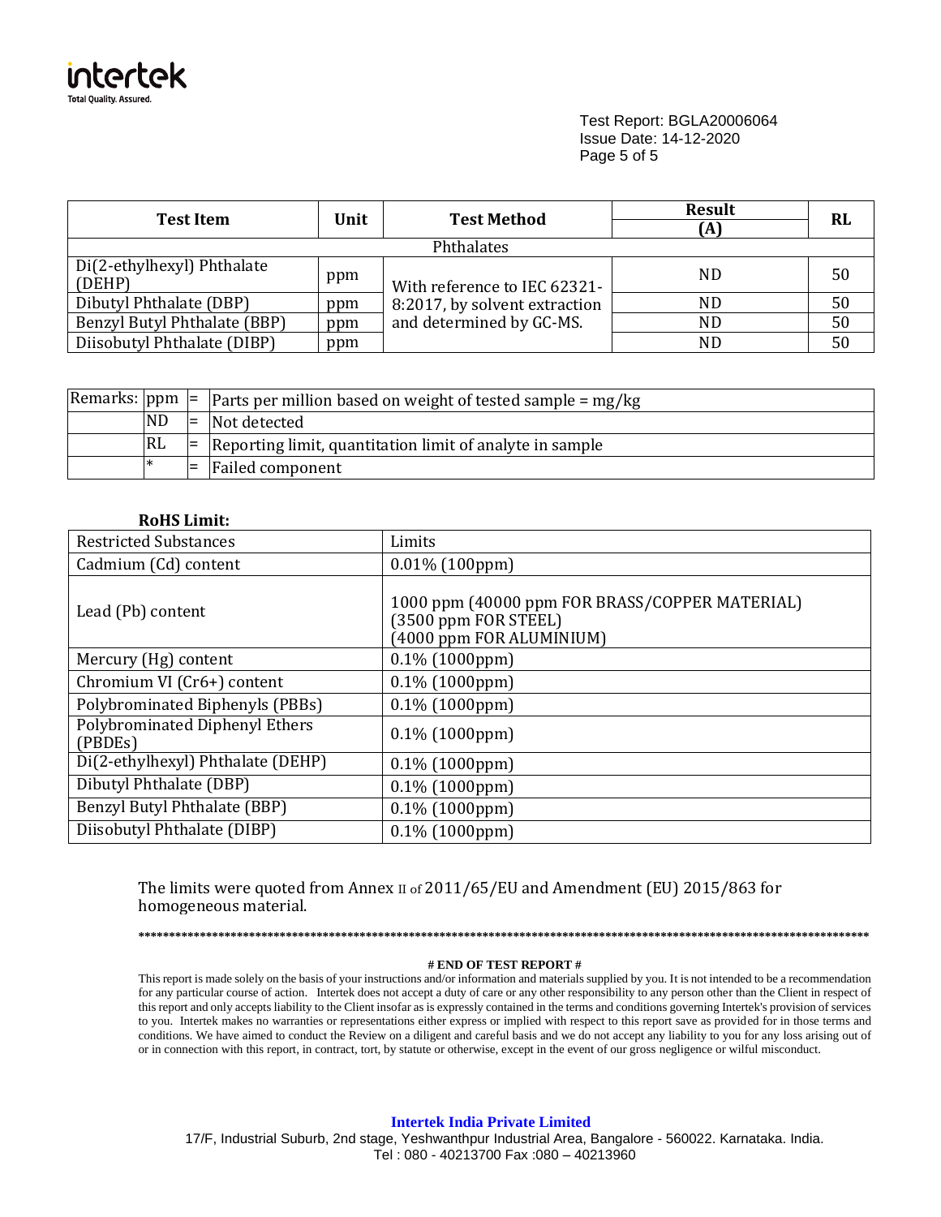Test Report: BGLA20006064
Issue Date: 14-12-2020

| Test Item | Unit | Test Method | Result (A) | RL |
|---|---|---|---|---|
| Phthalates | | | | |
| Di(2-ethylhexyl) Phthalate (DEHP) | ppm | With reference to IEC 62321-8:2017, by solvent extraction and determined by GC-MS. | ND | 50 |
| Dibutyl Phthalate (DBP) | ppm | | ND | 50 |
| Benzyl Butyl Phthalate (BBP) | ppm | | ND | 50 |
| Diisobutyl Phthalate (DIBP) | ppm | | ND | 50 |

| | | | |
|---|---|---|---|
| Remarks: | ppm | = | Parts per million based on weight of tested sample = mg/kg |
| | ND | = | Not detected |
| | RL | = | Reporting limit, quantitation limit of analyte in sample |
| | * | = | Failed component |

**RoHS Limit:**

| Restricted Substances | Limits |
|---|---|
| Cadmium (Cd) content | 0.01% (100ppm) |
| Lead (Pb) content | 1000 ppm (40000 ppm FOR BRASS/COPPER MATERIAL) (3500 ppm FOR STEEL) (4000 ppm FOR ALUMINIUM) |
| Mercury (Hg) content | 0.1% (1000ppm) |
| Chromium VI (Cr6+) content | 0.1% (1000ppm) |
| Polybrominated Biphenyls (PBBs) | 0.1% (1000ppm) |
| Polybrominated Diphenyl Ethers (PBDEs) | 0.1% (1000ppm) |
| Di(2-ethylhexyl) Phthalate (DEHP) | 0.1% (1000ppm) |
| Dibutyl Phthalate (DBP) | 0.1% (1000ppm) |
| Benzyl Butyl Phthalate (BBP) | 0.1% (1000ppm) |
| Diisobutyl Phthalate (DIBP) | 0.1% (1000ppm) |

The limits were quoted from Annex II of 2011/65/EU and Amendment (EU) 2015/863 for homogeneous material.

******************************************************************************************************************************

**# END OF TEST REPORT #**

This report is made solely on the basis of your instructions and/or information and materials supplied by you. It is not intended to be a recommendation for any particular course of action. Intertek does not accept a duty of care or any other responsibility to any person other than the Client in respect of this report and only accepts liability to the Client insofar as is expressly contained in the terms and conditions governing Intertek's provision of services to you. Intertek makes no warranties or representations either express or implied with respect to this report save as provided for in those terms and conditions. We have aimed to conduct the Review on a diligent and careful basis and we do not accept any liability to you for any loss arising out of or in connection with this report, in contract, tort, by statute or otherwise, except in the event of our gross negligence or wilful misconduct.

**Intertek India Private Limited**
17/F, Industrial Suburb, 2nd stage, Yeshwanthpur Industrial Area, Bangalore - 560022. Karnataka. India.
Tel : 080 - 40213700 Fax :080 – 40213960